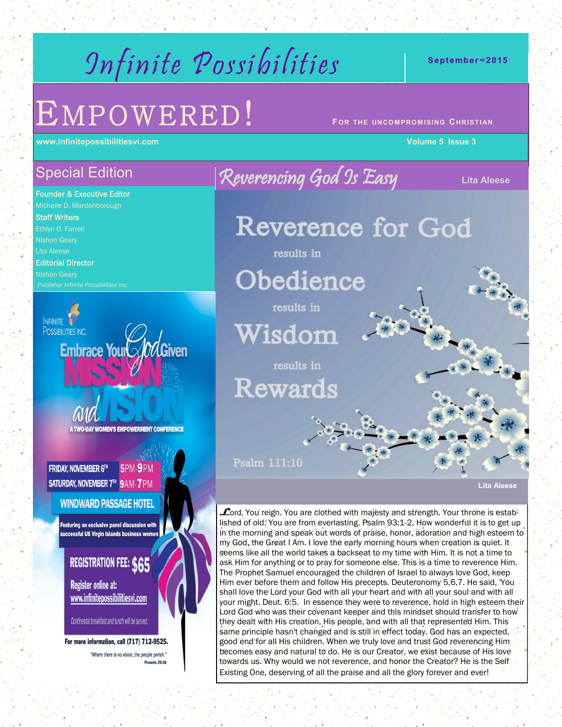# Infinite Possibilities

**September∞2015**

# EMPOWERED!

**FOR THE UNCOMPROMISING CHRISTIAN**

**www.infinitepossibilitiesvi.com**

**Volume 5 Issue 3**

## Special Edition

**Founder & Executive Editor**
Michelle D. Mardenborough

**Staff Writers**
Ethlyn O. Farrell
Nishon Geary
Lita Aleese

**Editorial Director**
Nishon Geary

*Publisher Infinite Possibilities Inc.*

INFINITE POSSIBILITIES INC.

**Embrace Your God Given MISSION and VISION**

A TWO-DAY WOMEN'S EMPOWERMENT CONFERENCE

FRIDAY, NOVEMBER 6TH 5PM-9PM
SATURDAY, NOVEMBER 7TH 9AM-7PM

**WINDWARD PASSAGE HOTEL**

Featuring an exclusive panel discussion with successful US Virgin Islands business women

**REGISTRATION FEE: $65**

Register online at: www.infinitepossibilitiesvi.com

*Continental breakfast and lunch will be served.*

For more information, call (717) 712-9525.

*"Where there is no vision, the people perish."* Proverbs 29:18

## Reverencing God Is Easy

**Lita Aleese**

Reverence for God
results in
Obedience
results in
Wisdom
results in
Rewards

Psalm 111:10

Lord, You reign. You are clothed with majesty and strength. Your throne is established of old. You are from everlasting. Psalm 93:1-2. How wonderful it is to get up in the morning and speak out words of praise, honor, adoration and high esteem to my God, the Great I Am. I love the early morning hours when creation is quiet. It seems like all the world takes a backseat to my time with Him. It is not a time to ask Him for anything or to pray for someone else. This is a time to reverence Him. The Prophet Samuel encouraged the children of Israel to always love God, keep Him ever before them and follow His precepts. Deuteronomy 5,6,7. He said, 'You shall love the Lord your God with all your heart and with all your soul and with all your might. Deut. 6:5. In essence they were to reverence, hold in high esteem their Lord God who was their covenant keeper and this mindset should transfer to how they dealt with His creation, His people, and with all that represented Him. This same principle hasn't changed and is still in effect today. God has an expected, good end for all His children. When we truly love and trust God reverencing Him becomes easy and natural to do. He is our Creator, we exist because of His love towards us. Why would we not reverence, and honor the Creator? He is the Self Existing One, deserving of all the praise and all the glory forever and ever!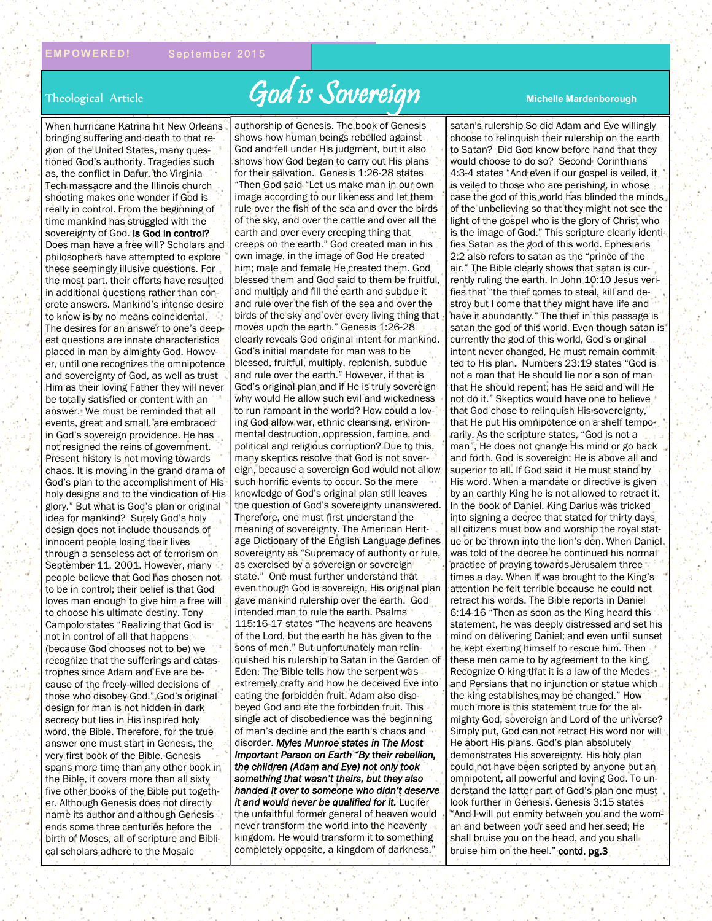Theological Article

# God is Sovereign

**Michelle Mardenborough**

When hurricane Katrina hit New Orleans bringing suffering and death to that region of the United States, many questioned God's authority. Tragedies such as, the conflict in Dafur, the Virginia Tech massacre and the Illinois church shooting makes one wonder if God is really in control. From the beginning of time mankind has struggled with the sovereignty of God. **Is God in control?** Does man have a free will? Scholars and philosophers have attempted to explore these seemingly illusive questions. For the most part, their efforts have resulted in additional questions rather than concrete answers. Mankind's intense desire to know is by no means coincidental. The desires for an answer to one's deepest questions are innate characteristics placed in man by almighty God. However, until one recognizes the omnipotence and sovereignty of God, as well as trust Him as their loving Father they will never be totally satisfied or content with an answer. We must be reminded that all events, great and small, are embraced in God's sovereign providence. He has not resigned the reins of government. Present history is not moving towards chaos. It is moving in the grand drama of God's plan to the accomplishment of His holy designs and to the vindication of His glory." But what is God's plan or original idea for mankind? Surely God's holy design does not include thousands of innocent people losing their lives through a senseless act of terrorism on September 11, 2001. However, many people believe that God has chosen not to be in control; their belief is that God loves man enough to give him a free will to choose his ultimate destiny. Tony Campolo states "Realizing that God is not in control of all that happens (because God chooses not to be) we recognize that the sufferings and catastrophes since Adam and Eve are because of the freely-willed decisions of those who disobey God." God's original design for man is not hidden in dark secrecy but lies in His inspired holy word, the Bible. Therefore, for the true answer one must start in Genesis, the very first book of the Bible. Genesis spans more time than any other book in the Bible, it covers more than all sixty five other books of the Bible put together. Although Genesis does not directly name its author and although Genesis ends some three centuries before the birth of Moses, all of scripture and Biblical scholars adhere to the Mosaic authorship of Genesis. The book of Genesis shows how human beings rebelled against God and fell under His judgment, but it also shows how God began to carry out His plans for their salvation. Genesis 1:26-28 states "Then God said "Let us make man in our own image according to our likeness and let them rule over the fish of the sea and over the birds of the sky, and over the cattle and over all the earth and over every creeping thing that creeps on the earth." God created man in his own image, in the image of God He created him; male and female He created them. God blessed them and God said to them be fruitful, and multiply and fill the earth and subdue it and rule over the fish of the sea and over the birds of the sky and over every living thing that moves upon the earth." Genesis 1:26-28 clearly reveals God original intent for mankind. God's initial mandate for man was to be blessed, fruitful, multiply, replenish, subdue and rule over the earth." However, if that is God's original plan and if He is truly sovereign why would He allow such evil and wickedness to run rampant in the world? How could a loving God allow war, ethnic cleansing, environmental destruction, oppression, famine, and political and religious corruption? Due to this, many skeptics resolve that God is not sovereign, because a sovereign God would not allow such horrific events to occur. So the mere knowledge of God's original plan still leaves the question of God's sovereignty unanswered. Therefore, one must first understand the meaning of sovereignty. The American Heritage Dictionary of the English Language defines sovereignty as "Supremacy of authority or rule, as exercised by a sovereign or sovereign state." One must further understand that even though God is sovereign, His original plan gave mankind rulership over the earth. God intended man to rule the earth. Psalms 115:16-17 states "The heavens are heavens of the Lord, but the earth he has given to the sons of men." But unfortunately man relinquished his rulership to Satan in the Garden of Eden. The Bible tells how the serpent was extremely crafty and how he deceived Eve into eating the forbidden fruit. Adam also disobeyed God and ate the forbidden fruit. This single act of disobedience was the beginning of man's decline and the earth's chaos and disorder. ***Myles Munroe states in The Most Important Person on Earth "By their rebellion, the children (Adam and Eve) not only took something that wasn't theirs, but they also handed it over to someone who didn't deserve it and would never be qualified for it.*** Lucifer the unfaithful former general of heaven would never transform the world into the heavenly kingdom. He would transform it to something completely opposite, a kingdom of darkness." satan's rulership So did Adam and Eve willingly choose to relinquish their rulership on the earth to Satan? Did God know before hand that they would choose to do so? Second Corinthians 4:3-4 states "And even if our gospel is veiled, it is veiled to those who are perishing, in whose case the god of this world has blinded the minds of the unbelieving so that they might not see the light of the gospel who is the glory of Christ who is the image of God." This scripture clearly identifies Satan as the god of this world. Ephesians 2:2 also refers to satan as the "prince of the air." The Bible clearly shows that satan is currently ruling the earth. In John 10:10 Jesus verifies that "the thief comes to steal, kill and destroy but I come that they might have life and have it abundantly." The thief in this passage is satan the god of this world. Even though satan is currently the god of this world, God's original intent never changed, He must remain committed to His plan. Numbers 23:19 states "God is not a man that He should lie nor a son of man that He should repent; has He said and will He not do it." Skeptics would have one to believe that God chose to relinquish His sovereignty, that He put His omnipotence on a shelf temporarily. As the scripture states, "God is not a man", He does not change His mind or go back and forth. God is sovereign; He is above all and superior to all. If God said it He must stand by His word. When a mandate or directive is given by an earthly King he is not allowed to retract it. In the book of Daniel, King Darius was tricked into signing a decree that stated for thirty days all citizens must bow and worship the royal statue or be thrown into the lion's den. When Daniel was told of the decree he continued his normal practice of praying towards Jerusalem three times a day. When it was brought to the King's attention he felt terrible because he could not retract his words. The Bible reports in Daniel 6:14-16 "Then as soon as the King heard this statement, he was deeply distressed and set his mind on delivering Daniel; and even until sunset he kept exerting himself to rescue him. Then these men came to by agreement to the king, Recognize O king that it is a law of the Medes and Persians that no injunction or statue which the king establishes may be changed." How much more is this statement true for the almighty God, sovereign and Lord of the universe? Simply put, God can not retract His word nor will He abort His plans. God's plan absolutely demonstrates His sovereignty. His holy plan could not have been scripted by anyone but an omnipotent, all powerful and loving God. To understand the latter part of God's plan one must look further in Genesis. Genesis 3:15 states "And I will put enmity between you and the woman and between your seed and her seed; He shall bruise you on the head, and you shall bruise him on the heel." **contd. pg.3**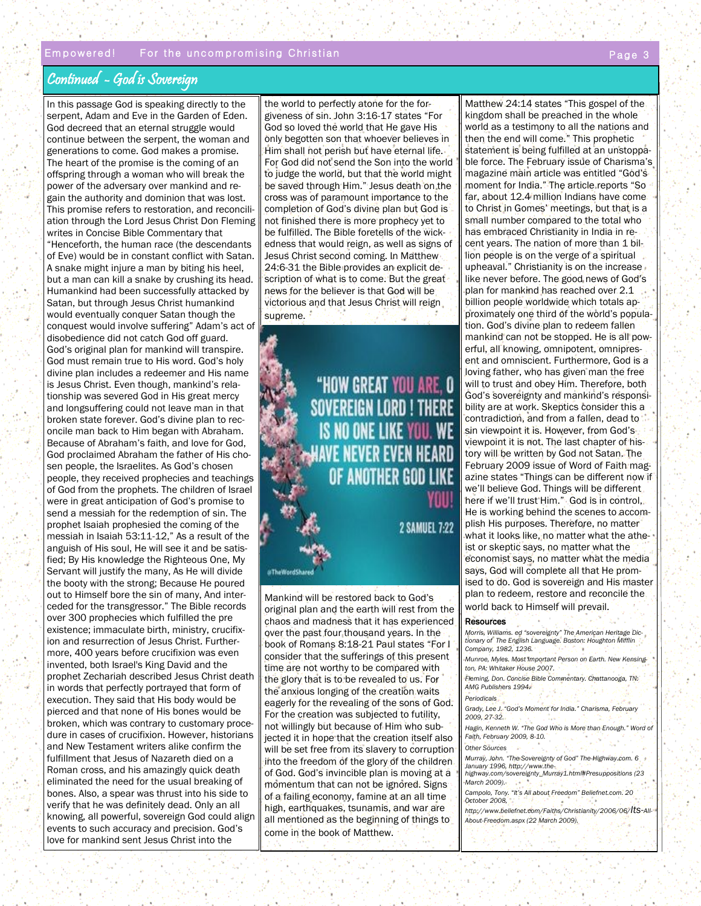## Continued - God is Sovereign

In this passage God is speaking directly to the serpent, Adam and Eve in the Garden of Eden. God decreed that an eternal struggle would continue between the serpent, the woman and generations to come. God makes a promise. The heart of the promise is the coming of an offspring through a woman who will break the power of the adversary over mankind and regain the authority and dominion that was lost. This promise refers to restoration, and reconciliation through the Lord Jesus Christ Don Fleming writes in Concise Bible Commentary that "Henceforth, the human race (the descendants of Eve) would be in constant conflict with Satan. A snake might injure a man by biting his heel, but a man can kill a snake by crushing its head. Humankind had been successfully attacked by Satan, but through Jesus Christ humankind would eventually conquer Satan though the conquest would involve suffering" Adam's act of disobedience did not catch God off guard. God's original plan for mankind will transpire. God must remain true to His word. God's holy divine plan includes a redeemer and His name is Jesus Christ. Even though, mankind's relationship was severed God in His great mercy and longsuffering could not leave man in that broken state forever. God's divine plan to reconcile man back to Him began with Abraham. Because of Abraham's faith, and love for God, God proclaimed Abraham the father of His chosen people, the Israelites. As God's chosen people, they received prophecies and teachings of God from the prophets. The children of Israel were in great anticipation of God's promise to send a messiah for the redemption of sin. The prophet Isaiah prophesied the coming of the messiah in Isaiah 53:11-12," As a result of the anguish of His soul, He will see it and be satisfied; By His knowledge the Righteous One, My Servant will justify the many, As He will divide the booty with the strong; Because He poured out to Himself bore the sin of many, And interceded for the transgressor." The Bible records over 300 prophecies which fulfilled the pre existence; immaculate birth, ministry, crucifixion and resurrection of Jesus Christ. Furthermore, 400 years before crucifixion was even invented, both Israel's King David and the prophet Zecharia described Jesus Christ death in words that perfectly portrayed that form of execution. They said that His body would be pierced and that none of His bones would be broken, which was contrary to customary procedure in cases of crucifixion. However, historians and New Testament writers alike confirm the fulfillment that Jesus of Nazareth died on a Roman cross, and his amazingly quick death eliminated the need for the usual breaking of bones. Also, a spear was thrust into his side to verify that he was definitely dead. Only an all knowing, all powerful, sovereign God could align events to such accuracy and precision. God's love for mankind sent Jesus Christ into the the world to perfectly atone for the forgiveness of sin. John 3:16-17 states "For God so loved the world that He gave His only begotten son that whoever believes in Him shall not perish but have eternal life. For God did not send the Son into the world to judge the world, but that the world might be saved through Him." Jesus death on the cross was of paramount importance to the completion of God's divine plan but God is not finished there is more prophecy yet to be fulfilled. The Bible foretells of the wickedness that would reign, as well as signs of Jesus Christ second coming. In Matthew 24:6-31 the Bible provides an explicit description of what is to come. But the great news for the believer is that God will be victorious and that Jesus Christ will reign supreme.

"HOW GREAT YOU ARE, O SOVEREIGN LORD! THERE IS NO ONE LIKE YOU. WE HAVE NEVER EVEN HEARD OF ANOTHER GOD LIKE YOU!"

2 SAMUEL 7:22

@TheWordShared

Mankind will be restored back to God's original plan and the earth will rest from the chaos and madness that it has experienced over the past four thousand years. In the book of Romans 8:18-21 Paul states "For I consider that the sufferings of this present time are not worthy to be compared with the glory that is to be revealed to us. For the anxious longing of the creation waits eagerly for the revealing of the sons of God. For the creation was subjected to futility, not willingly but because of Him who subjected it in hope that the creation itself also will be set free from its slavery to corruption into the freedom of the glory of the children of God. God's invincible plan is moving at a momentum that can not be ignored. Signs of a failing economy, famine at an all time high, earthquakes, tsunamis, and war are all mentioned as the beginning of things to come in the book of Matthew.

Matthew 24:14 states "This gospel of the kingdom shall be preached in the whole world as a testimony to all the nations and then the end will come." This prophetic statement is being fulfilled at an unstoppable force. The February issue of Charisma's magazine main article was entitled "God's moment for India." The article reports "So far, about 12.4 million Indians have come to Christ in Gomes' meetings, but that is a small number compared to the total who has embraced Christianity in India in recent years. The nation of more than 1 billion people is on the verge of a spiritual upheaval." Christianity is on the increase like never before. The good news of God's plan for mankind has reached over 2.1 billion people worldwide which totals approximately one third of the world's population. God's divine plan to redeem fallen mankind can not be stopped. He is all powerful, all knowing, omnipotent, omnipresent and omniscient. Furthermore, God is a loving father, who has given man the free will to trust and obey Him. Therefore, both God's sovereignty and mankind's responsibility are at work. Skeptics consider this a contradiction, and from a fallen, dead to sin viewpoint it is. However, from God's viewpoint it is not. The last chapter of history will be written by God not Satan. The February 2009 issue of Word of Faith magazine states "Things can be different now if we'll believe God. Things will be different here if we'll trust Him." God is in control, He is working behind the scenes to accomplish His purposes. Therefore, no matter what it looks like, no matter what the atheist or skeptic says, no matter what the economist says, no matter what the media says, God will complete all that He promised to do. God is sovereign and His master plan to redeem, restore and reconcile the world back to Himself will prevail.

### Resources

*Morris, Williams. ed "sovereignty" The American Heritage Dictionary of The English Language. Boston: Houghton Mifflin Company, 1982, 1236.*

*Munroe, Myles. Most Important Person on Earth. New Kensington, PA: Whitaker House 2007.*

*Fleming, Don. Concise Bible Commentary. Chattanooga, TN: AMG Publishers 1994.*

*Periodicals*

*Grady, Lee J. "God's Moment for India." Charisma, February 2009, 27-32.*

*Hagin, Kenneth W. "The God Who is More than Enough." Word of Faith, February 2009, 8-10.*

*Other Sources*

*Murray, John. "The Sovereignty of God" The-Highway.com. 6 January 1996, http://www.the-highway.com/sovereignty_Murray1.html#Presuppositions (23 March 2009).*

*Campolo, Tony. "It's All about Freedom" Beliefnet.com. 20 October 2008, http://www.beliefnet.com/Faiths/Christianity/2006/06/Its-All-About-Freedom.aspx (22 March 2009).*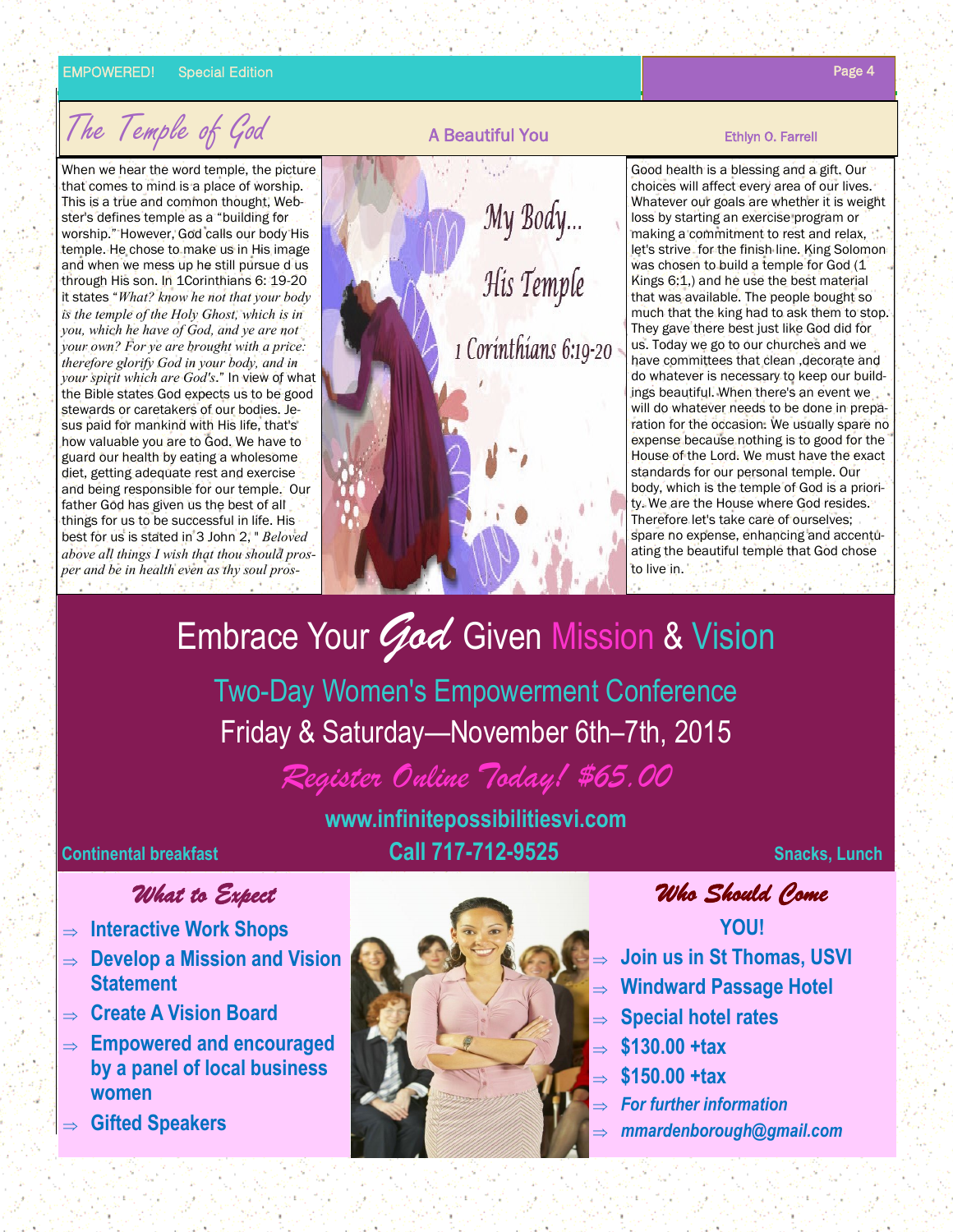# The Temple of God

## A Beautiful You

Ethlyn O. Farrell

When we hear the word temple, the picture that comes to mind is a place of worship. This is a true and common thought, Webster's defines temple as a "building for worship." However, God calls our body His temple. He chose to make us in His image and when we mess up he still pursue d us through His son. In 1Corinthians 6: 19-20 it states "*What? know he not that your body is the temple of the Holy Ghost, which is in you, which he have of God, and ye are not your own? For ye are brought with a price: therefore glorify God in your body, and in your spirit which are God's.*" In view of what the Bible states God expects us to be good stewards or caretakers of our bodies. Jesus paid for mankind with His life, that's how valuable you are to God. We have to guard our health by eating a wholesome diet, getting adequate rest and exercise and being responsible for our temple. Our father God has given us the best of all things for us to be successful in life. His best for us is stated in 3 John 2, "*Beloved above all things I wish that thou should prosper and be in health even as thy soul pros-*

My Body...

His Temple

1 Corinthians 6:19-20

Good health is a blessing and a gift. Our choices will affect every area of our lives. Whatever our goals are whether it is weight loss by starting an exercise program or making a commitment to rest and relax, let's strive for the finish line. King Solomon was chosen to build a temple for God (1 Kings 6:1,) and he use the best material that was available. The people bought so much that the king had to ask them to stop. They gave there best just like God did for us. Today we go to our churches and we have committees that clean ,decorate and do whatever is necessary to keep our buildings beautiful. When there's an event we will do whatever needs to be done in preparation for the occasion. We usually spare no expense because nothing is to good for the House of the Lord. We must have the exact standards for our personal temple. Our body, which is the temple of God is a priority. We are the House where God resides. Therefore let's take care of ourselves; spare no expense, enhancing and accentuating the beautiful temple that God chose to live in.

# Embrace Your *God* Given Mission & Vision

## Two-Day Women's Empowerment Conference

Friday & Saturday—November 6th–7th, 2015

*Register Online Today! $65.00*

**www.infinitepossibilitiesvi.com**

**Call 717-712-9525**

**Continental breakfast**

**Snacks, Lunch**

### *What to Expect*

- **Interactive Work Shops**
- **Develop a Mission and Vision Statement**
- **Create A Vision Board**
- **Empowered and encouraged by a panel of local business women**
- **Gifted Speakers**

### *Who Should Come*

**YOU!**

- **Join us in St Thomas, USVI**
- **Windward Passage Hotel**
- **Special hotel rates**
- **$130.00 +tax**
- **$150.00 +tax**
- ***For further information***
- ***mmardenborough@gmail.com***